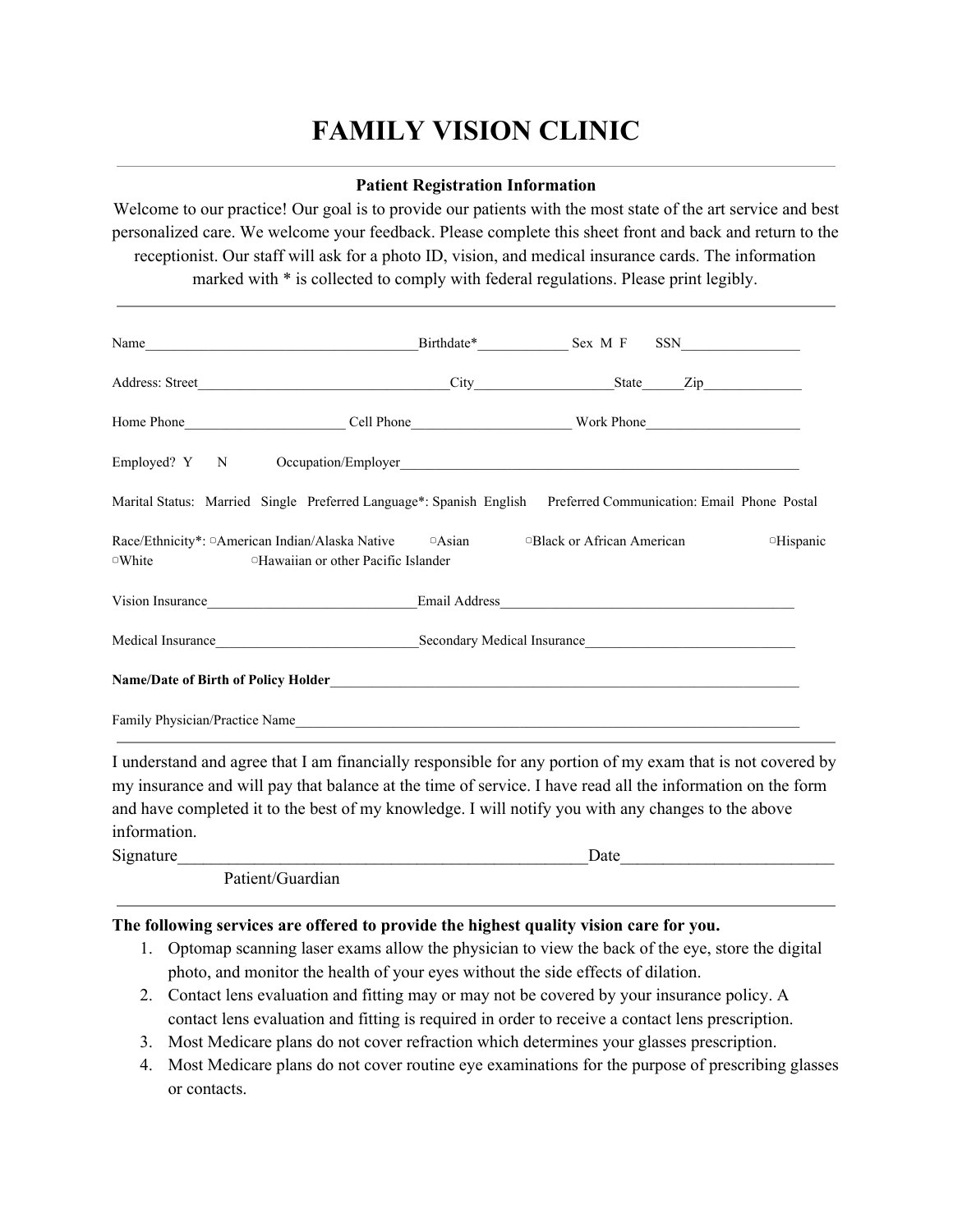# FAMILY VISION CLINIC

---

**Patient Registration Information**

Welcome to our practice! Our goal is to provide our patients with the most state of the art service and best personalized care. We welcome your feedback. Please complete this sheet front and back and return to the receptionist. Our staff will ask for a photo ID, vision, and medical insurance cards. The information marked with * is collected to comply with federal regulations. Please print legibly.

---

Name_______________________________________Birthdate*_____________ Sex M F SSN_________________

Address: Street___________________________________City___________________State______Zip______________

Home Phone_______________________ Cell Phone______________________ Work Phone______________________

Employed? Y N Occupation/Employer__________________________________________________________

Marital Status: Married Single Preferred Language*: Spanish English Preferred Communication: Email Phone Postal

Race/Ethnicity*: ▢American Indian/Alaska Native ▢Asian ▢Black or African American ▢Hispanic ▢White ▢Hawaiian or other Pacific Islander

Vision Insurance______________________________Email Address__________________________________________

Medical Insurance_____________________________Secondary Medical Insurance______________________________

**Name/Date of Birth of Policy Holder**__________________________________________________________________

Family Physician/Practice Name______________________________________________________________________

---

I understand and agree that I am financially responsible for any portion of my exam that is not covered by my insurance and will pay that balance at the time of service. I have read all the information on the form and have completed it to the best of my knowledge. I will notify you with any changes to the above information.

Signature__________________________________________________Date_________________________

Patient/Guardian

---

**The following services are offered to provide the highest quality vision care for you.**

1. Optomap scanning laser exams allow the physician to view the back of the eye, store the digital photo, and monitor the health of your eyes without the side effects of dilation.
2. Contact lens evaluation and fitting may or may not be covered by your insurance policy. A contact lens evaluation and fitting is required in order to receive a contact lens prescription.
3. Most Medicare plans do not cover refraction which determines your glasses prescription.
4. Most Medicare plans do not cover routine eye examinations for the purpose of prescribing glasses or contacts.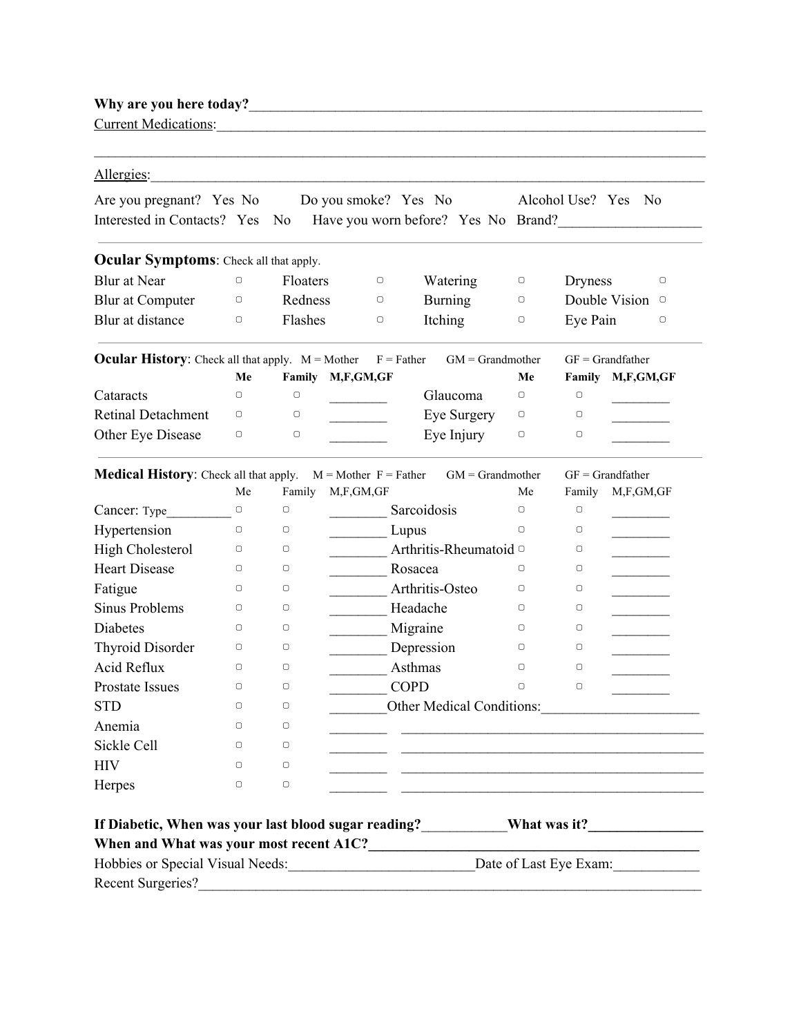**Why are you here today?**\_\_\_\_\_\_\_\_\_\_\_\_\_\_\_\_\_\_\_\_\_\_\_\_\_\_\_\_\_\_\_\_\_\_\_\_\_\_\_\_\_\_\_\_\_\_\_\_\_\_\_\_\_\_\_\_\_\_

Current Medications:\_\_\_\_\_\_\_\_\_\_\_\_\_\_\_\_\_\_\_\_\_\_\_\_\_\_\_\_\_\_\_\_\_\_\_\_\_\_\_\_\_\_\_\_\_\_\_\_\_\_\_\_\_\_\_\_\_\_\_\_

\_\_\_\_\_\_\_\_\_\_\_\_\_\_\_\_\_\_\_\_\_\_\_\_\_\_\_\_\_\_\_\_\_\_\_\_\_\_\_\_\_\_\_\_\_\_\_\_\_\_\_\_\_\_\_\_\_\_\_\_\_\_\_\_\_\_\_\_\_\_\_\_\_\_\_\_

Allergies:\_\_\_\_\_\_\_\_\_\_\_\_\_\_\_\_\_\_\_\_\_\_\_\_\_\_\_\_\_\_\_\_\_\_\_\_\_\_\_\_\_\_\_\_\_\_\_\_\_\_\_\_\_\_\_\_\_\_\_\_\_\_\_\_\_\_\_\_

Are you pregnant? Yes No  Do you smoke? Yes No  Alcohol Use? Yes No

Interested in Contacts? Yes No  Have you worn before? Yes No Brand?\_\_\_\_\_\_\_\_\_\_\_\_\_\_\_\_\_\_\_

---

**Ocular Symptoms**: Check all that apply.

| | | | | | | | |
|---|---|---|---|---|---|---|---|
| Blur at Near | ▢ | Floaters | ▢ | Watering | ▢ | Dryness | ▢ |
| Blur at Computer | ▢ | Redness | ▢ | Burning | ▢ | Double Vision | ▢ |
| Blur at distance | ▢ | Flashes | ▢ | Itching | ▢ | Eye Pain | ▢ |

---

**Ocular History**: Check all that apply. M = Mother F = Father GM = Grandmother GF = Grandfather

| | Me | Family | M,F,GM,GF | | Me | Family | M,F,GM,GF |
|---|---|---|---|---|---|---|---|
| Cataracts | ▢ | ▢ | \_\_\_\_\_\_\_\_ | Glaucoma | ▢ | ▢ | \_\_\_\_\_\_\_\_ |
| Retinal Detachment | ▢ | ▢ | \_\_\_\_\_\_\_\_ | Eye Surgery | ▢ | ▢ | \_\_\_\_\_\_\_\_ |
| Other Eye Disease | ▢ | ▢ | \_\_\_\_\_\_\_\_ | Eye Injury | ▢ | ▢ | \_\_\_\_\_\_\_\_ |

---

**Medical History**: Check all that apply. M = Mother F = Father GM = Grandmother GF = Grandfather

| | Me | Family | M,F,GM,GF | | Me | Family | M,F,GM,GF |
|---|---|---|---|---|---|---|---|
| Cancer: Type\_\_\_\_\_\_\_\_\_ | ▢ | ▢ | \_\_\_\_\_\_\_\_ | Sarcoidosis | ▢ | ▢ | \_\_\_\_\_\_\_\_ |
| Hypertension | ▢ | ▢ | \_\_\_\_\_\_\_\_ | Lupus | ▢ | ▢ | \_\_\_\_\_\_\_\_ |
| High Cholesterol | ▢ | ▢ | \_\_\_\_\_\_\_\_ | Arthritis-Rheumatoid | ▢ | ▢ | \_\_\_\_\_\_\_\_ |
| Heart Disease | ▢ | ▢ | \_\_\_\_\_\_\_\_ | Rosacea | ▢ | ▢ | \_\_\_\_\_\_\_\_ |
| Fatigue | ▢ | ▢ | \_\_\_\_\_\_\_\_ | Arthritis-Osteo | ▢ | ▢ | \_\_\_\_\_\_\_\_ |
| Sinus Problems | ▢ | ▢ | \_\_\_\_\_\_\_\_ | Headache | ▢ | ▢ | \_\_\_\_\_\_\_\_ |
| Diabetes | ▢ | ▢ | \_\_\_\_\_\_\_\_ | Migraine | ▢ | ▢ | \_\_\_\_\_\_\_\_ |
| Thyroid Disorder | ▢ | ▢ | \_\_\_\_\_\_\_\_ | Depression | ▢ | ▢ | \_\_\_\_\_\_\_\_ |
| Acid Reflux | ▢ | ▢ | \_\_\_\_\_\_\_\_ | Asthmas | ▢ | ▢ | \_\_\_\_\_\_\_\_ |
| Prostate Issues | ▢ | ▢ | \_\_\_\_\_\_\_\_ | COPD | ▢ | ▢ | \_\_\_\_\_\_\_\_ |
| STD | ▢ | ▢ | \_\_\_\_\_\_\_\_ | Other Medical Conditions:\_\_\_\_\_\_\_\_\_\_\_\_\_\_\_\_\_\_\_\_\_\_ | | | |
| Anemia | ▢ | ▢ | \_\_\_\_\_\_\_\_ | \_\_\_\_\_\_\_\_\_\_\_\_\_\_\_\_\_\_\_\_\_\_\_\_\_\_\_\_\_\_\_\_\_\_\_\_\_\_\_\_\_\_\_\_ | | | |
| Sickle Cell | ▢ | ▢ | \_\_\_\_\_\_\_\_ | \_\_\_\_\_\_\_\_\_\_\_\_\_\_\_\_\_\_\_\_\_\_\_\_\_\_\_\_\_\_\_\_\_\_\_\_\_\_\_\_\_\_\_\_ | | | |
| HIV | ▢ | ▢ | \_\_\_\_\_\_\_\_ | \_\_\_\_\_\_\_\_\_\_\_\_\_\_\_\_\_\_\_\_\_\_\_\_\_\_\_\_\_\_\_\_\_\_\_\_\_\_\_\_\_\_\_\_ | | | |
| Herpes | ▢ | ▢ | \_\_\_\_\_\_\_\_ | \_\_\_\_\_\_\_\_\_\_\_\_\_\_\_\_\_\_\_\_\_\_\_\_\_\_\_\_\_\_\_\_\_\_\_\_\_\_\_\_\_\_\_\_ | | | |

**If Diabetic, When was your last blood sugar reading?**\_\_\_\_\_\_\_\_\_\_\_\_**What was it?**\_\_\_\_\_\_\_\_\_\_\_\_\_\_\_\_

**When and What was your most recent A1C?**\_\_\_\_\_\_\_\_\_\_\_\_\_\_\_\_\_\_\_\_\_\_\_\_\_\_\_\_\_\_\_\_\_\_\_\_\_\_\_\_\_\_\_\_\_\_\_\_

Hobbies or Special Visual Needs:\_\_\_\_\_\_\_\_\_\_\_\_\_\_\_\_\_\_\_\_\_\_\_\_\_\_\_Date of Last Eye Exam:\_\_\_\_\_\_\_\_\_\_\_\_

Recent Surgeries?\_\_\_\_\_\_\_\_\_\_\_\_\_\_\_\_\_\_\_\_\_\_\_\_\_\_\_\_\_\_\_\_\_\_\_\_\_\_\_\_\_\_\_\_\_\_\_\_\_\_\_\_\_\_\_\_\_\_\_\_\_\_\_\_\_\_\_\_\_\_\_